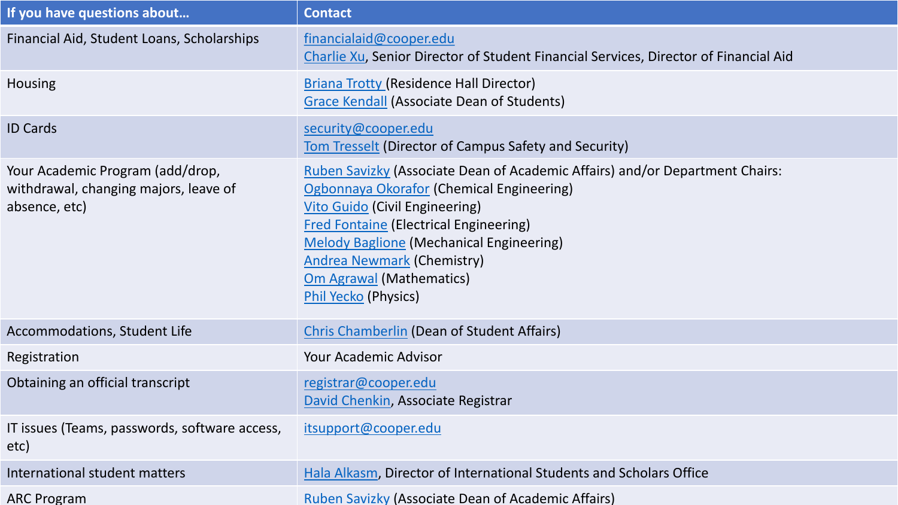| If you have questions about… | Contact |
|---|---|
| Financial Aid, Student Loans, Scholarships | financialaid@cooper.edu<br>Charlie Xu, Senior Director of Student Financial Services, Director of Financial Aid |
| Housing | Briana Trotty (Residence Hall Director)<br>Grace Kendall (Associate Dean of Students) |
| ID Cards | security@cooper.edu<br>Tom Tresselt (Director of Campus Safety and Security) |
| Your Academic Program (add/drop, withdrawal, changing majors, leave of absence, etc) | Ruben Savizky (Associate Dean of Academic Affairs) and/or Department Chairs:<br>Ogbonnaya Okorafor (Chemical Engineering)<br>Vito Guido (Civil Engineering)<br>Fred Fontaine (Electrical Engineering)<br>Melody Baglione (Mechanical Engineering)<br>Andrea Newmark (Chemistry)<br>Om Agrawal (Mathematics)<br>Phil Yecko (Physics) |
| Accommodations, Student Life | Chris Chamberlin (Dean of Student Affairs) |
| Registration | Your Academic Advisor |
| Obtaining an official transcript | registrar@cooper.edu<br>David Chenkin, Associate Registrar |
| IT issues (Teams, passwords, software access, etc) | itsupport@cooper.edu |
| International student matters | Hala Alkasm, Director of International Students and Scholars Office |
| ARC Program | Ruben Savizky (Associate Dean of Academic Affairs) |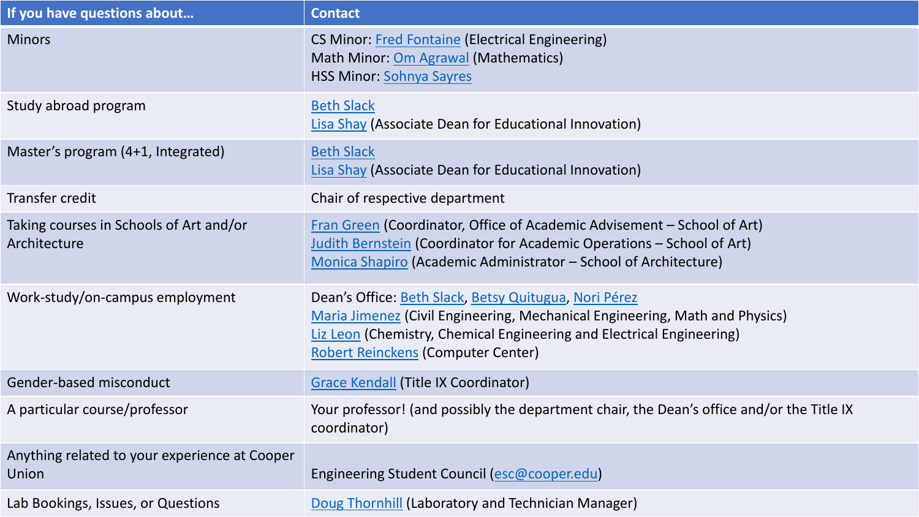| If you have questions about… | Contact |
|---|---|
| Minors | CS Minor: Fred Fontaine (Electrical Engineering)<br>Math Minor: Om Agrawal (Mathematics)<br>HSS Minor: Sohnya Sayres |
| Study abroad program | Beth Slack<br>Lisa Shay (Associate Dean for Educational Innovation) |
| Master's program (4+1, Integrated) | Beth Slack<br>Lisa Shay (Associate Dean for Educational Innovation) |
| Transfer credit | Chair of respective department |
| Taking courses in Schools of Art and/or Architecture | Fran Green (Coordinator, Office of Academic Advisement – School of Art)<br>Judith Bernstein (Coordinator for Academic Operations – School of Art)<br>Monica Shapiro (Academic Administrator – School of Architecture) |
| Work-study/on-campus employment | Dean's Office: Beth Slack, Betsy Quitugua, Nori Pérez<br>Maria Jimenez (Civil Engineering, Mechanical Engineering, Math and Physics)<br>Liz Leon (Chemistry, Chemical Engineering and Electrical Engineering)<br>Robert Reinckens (Computer Center) |
| Gender-based misconduct | Grace Kendall (Title IX Coordinator) |
| A particular course/professor | Your professor! (and possibly the department chair, the Dean's office and/or the Title IX coordinator) |
| Anything related to your experience at Cooper Union | Engineering Student Council (esc@cooper.edu) |
| Lab Bookings, Issues, or Questions | Doug Thornhill (Laboratory and Technician Manager) |